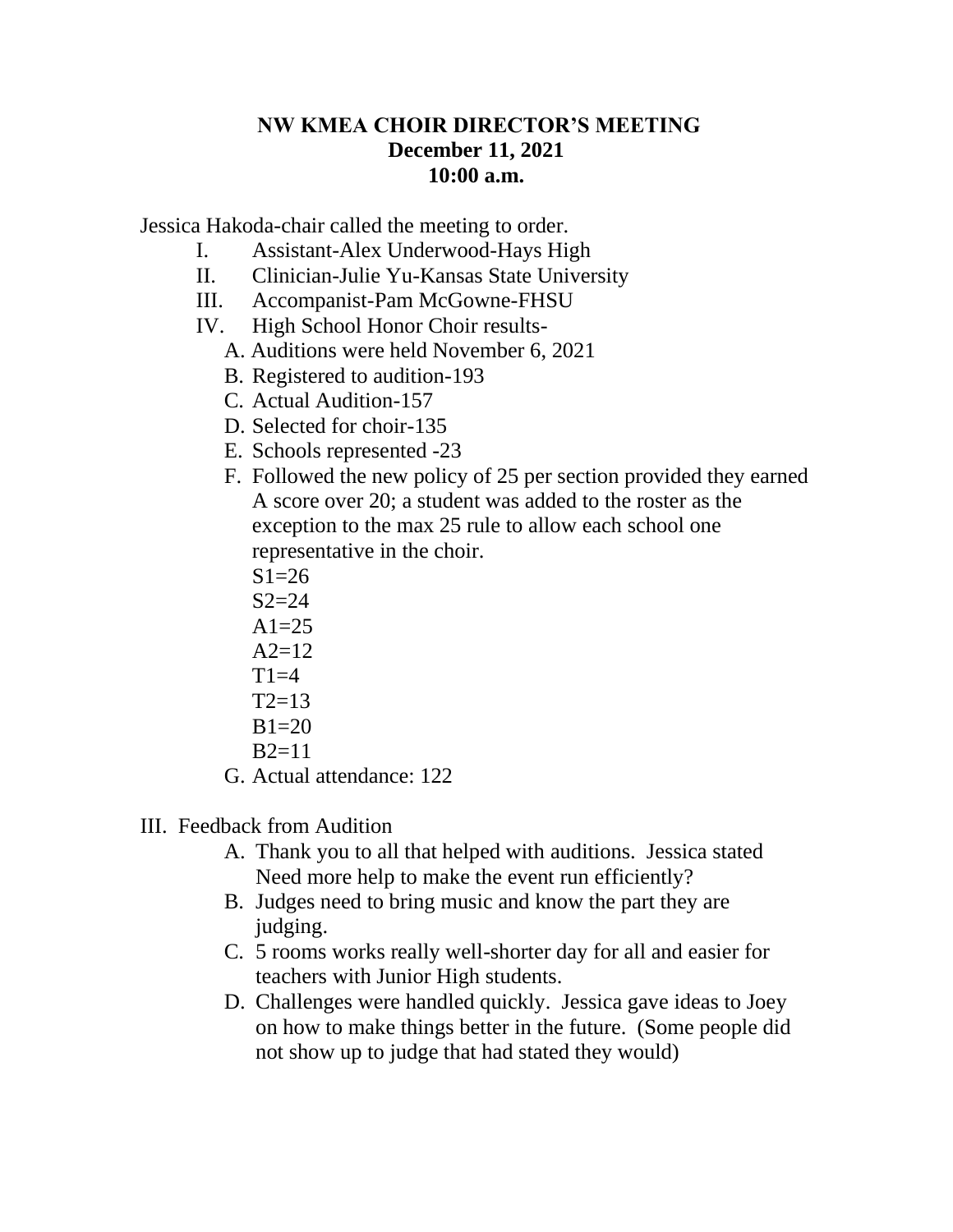**NW KMEA CHOIR DIRECTOR'S MEETING**
**December 11, 2021**
**10:00 a.m.**

Jessica Hakoda-chair called the meeting to order.

I. Assistant-Alex Underwood-Hays High

II. Clinician-Julie Yu-Kansas State University

III. Accompanist-Pam McGowne-FHSU

IV. High School Honor Choir results-

  A. Auditions were held November 6, 2021
  B. Registered to audition-193
  C. Actual Audition-157
  D. Selected for choir-135
  E. Schools represented -23
  F. Followed the new policy of 25 per section provided they earned A score over 20; a student was added to the roster as the exception to the max 25 rule to allow each school one representative in the choir.
    S1=26
    S2=24
    A1=25
    A2=12
    T1=4
    T2=13
    B1=20
    B2=11
  G. Actual attendance: 122

III. Feedback from Audition

  A. Thank you to all that helped with auditions. Jessica stated Need more help to make the event run efficiently?
  B. Judges need to bring music and know the part they are judging.
  C. 5 rooms works really well-shorter day for all and easier for teachers with Junior High students.
  D. Challenges were handled quickly. Jessica gave ideas to Joey on how to make things better in the future. (Some people did not show up to judge that had stated they would)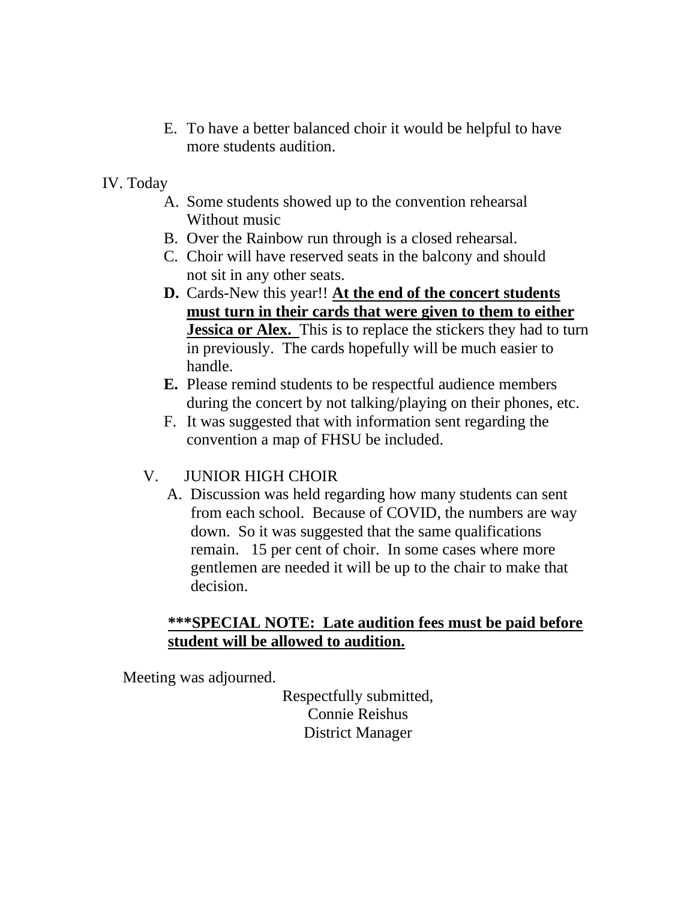E. To have a better balanced choir it would be helpful to have more students audition.

IV. Today

A. Some students showed up to the convention rehearsal Without music
B. Over the Rainbow run through is a closed rehearsal.
C. Choir will have reserved seats in the balcony and should not sit in any other seats.
**D.** Cards-New this year!! **At the end of the concert students must turn in their cards that were given to them to either Jessica or Alex.** This is to replace the stickers they had to turn in previously. The cards hopefully will be much easier to handle.
**E.** Please remind students to be respectful audience members during the concert by not talking/playing on their phones, etc.
F. It was suggested that with information sent regarding the convention a map of FHSU be included.

V. JUNIOR HIGH CHOIR

A. Discussion was held regarding how many students can sent from each school. Because of COVID, the numbers are way down. So it was suggested that the same qualifications remain. 15 per cent of choir. In some cases where more gentlemen are needed it will be up to the chair to make that decision.

**\*\*\*SPECIAL NOTE: Late audition fees must be paid before student will be allowed to audition.**

Meeting was adjourned.

Respectfully submitted,
Connie Reishus
District Manager